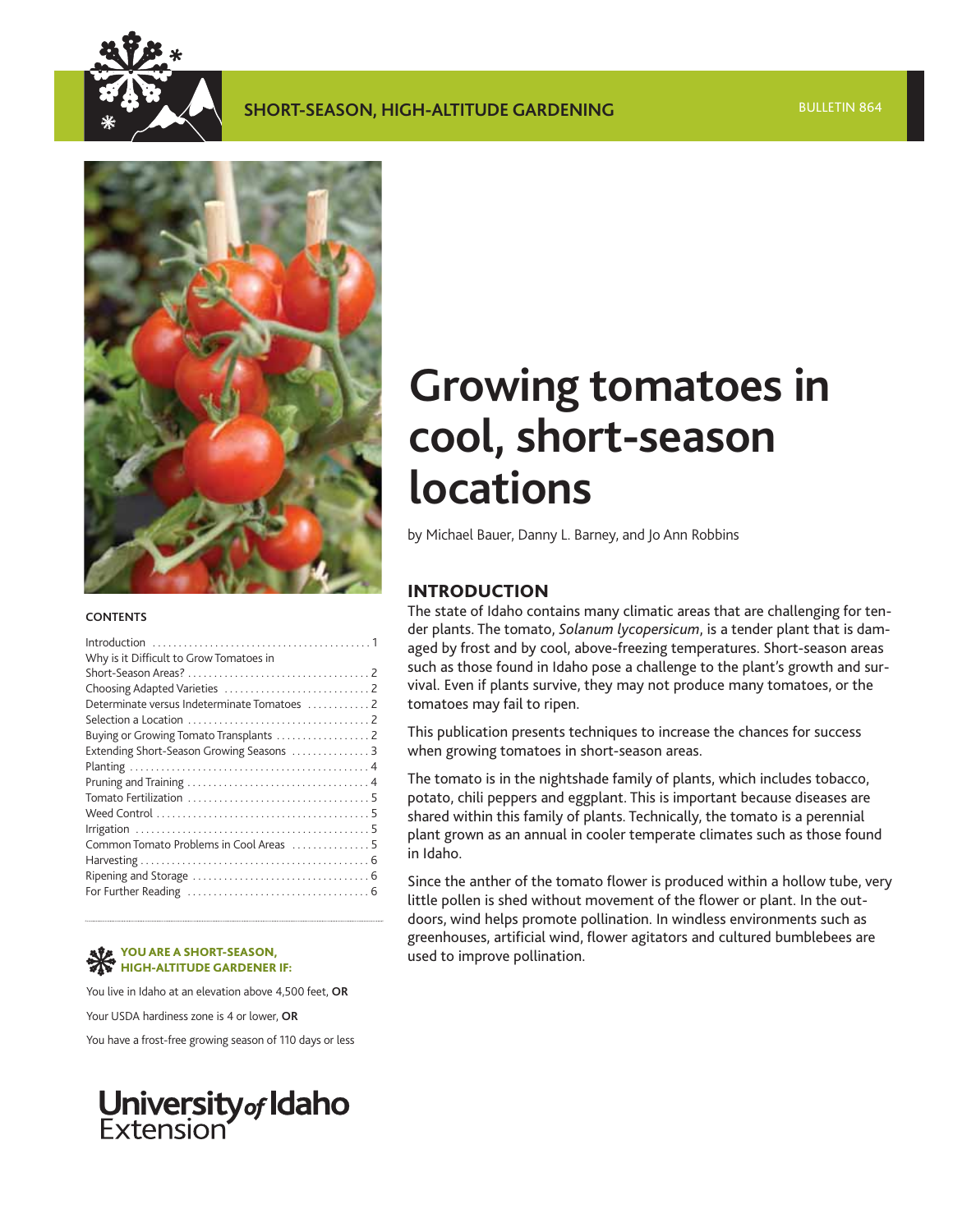SHORT-SEASON, HIGH-ALTITUDE GARDENING

BULLETIN 864

# Growing tomatoes in cool, short-season locations

by Michael Bauer, Danny L. Barney, and Jo Ann Robbins

**CONTENTS**

- Introduction . . . . . 1
- Why is it Difficult to Grow Tomatoes in Short-Season Areas? . . . . . 2
- Choosing Adapted Varieties . . . . . 2
- Determinate versus Indeterminate Tomatoes . . . . . 2
- Selection a Location . . . . . 2
- Buying or Growing Tomato Transplants . . . . . 2
- Extending Short-Season Growing Seasons . . . . . 3
- Planting . . . . . 4
- Pruning and Training . . . . . 4
- Tomato Fertilization . . . . . 5
- Weed Control . . . . . 5
- Irrigation . . . . . 5
- Common Tomato Problems in Cool Areas . . . . . 5
- Harvesting . . . . . 6
- Ripening and Storage . . . . . 6
- For Further Reading . . . . . 6

**YOU ARE A SHORT-SEASON, HIGH-ALTITUDE GARDENER IF:**

You live in Idaho at an elevation above 4,500 feet, **OR**

Your USDA hardiness zone is 4 or lower, **OR**

You have a frost-free growing season of 110 days or less

University of Idaho Extension

## INTRODUCTION

The state of Idaho contains many climatic areas that are challenging for tender plants. The tomato, *Solanum lycopersicum*, is a tender plant that is damaged by frost and by cool, above-freezing temperatures. Short-season areas such as those found in Idaho pose a challenge to the plant's growth and survival. Even if plants survive, they may not produce many tomatoes, or the tomatoes may fail to ripen.

This publication presents techniques to increase the chances for success when growing tomatoes in short-season areas.

The tomato is in the nightshade family of plants, which includes tobacco, potato, chili peppers and eggplant. This is important because diseases are shared within this family of plants. Technically, the tomato is a perennial plant grown as an annual in cooler temperate climates such as those found in Idaho.

Since the anther of the tomato flower is produced within a hollow tube, very little pollen is shed without movement of the flower or plant. In the outdoors, wind helps promote pollination. In windless environments such as greenhouses, artificial wind, flower agitators and cultured bumblebees are used to improve pollination.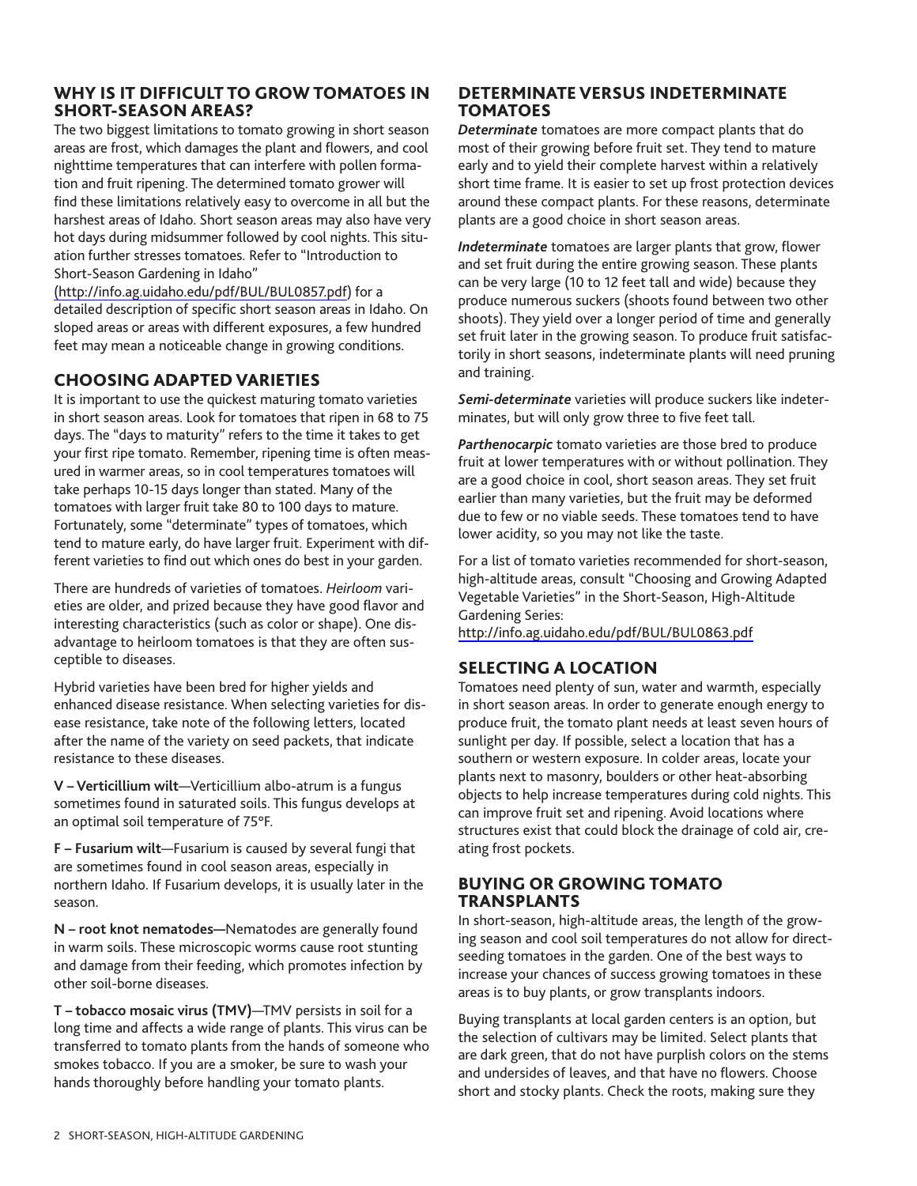## WHY IS IT DIFFICULT TO GROW TOMATOES IN SHORT-SEASON AREAS?

The two biggest limitations to tomato growing in short season areas are frost, which damages the plant and flowers, and cool nighttime temperatures that can interfere with pollen formation and fruit ripening. The determined tomato grower will find these limitations relatively easy to overcome in all but the harshest areas of Idaho. Short season areas may also have very hot days during midsummer followed by cool nights. This situation further stresses tomatoes. Refer to "Introduction to Short-Season Gardening in Idaho" (http://info.ag.uidaho.edu/pdf/BUL/BUL0857.pdf) for a detailed description of specific short season areas in Idaho. On sloped areas or areas with different exposures, a few hundred feet may mean a noticeable change in growing conditions.

## CHOOSING ADAPTED VARIETIES

It is important to use the quickest maturing tomato varieties in short season areas. Look for tomatoes that ripen in 68 to 75 days. The "days to maturity" refers to the time it takes to get your first ripe tomato. Remember, ripening time is often measured in warmer areas, so in cool temperatures tomatoes will take perhaps 10-15 days longer than stated. Many of the tomatoes with larger fruit take 80 to 100 days to mature. Fortunately, some "determinate" types of tomatoes, which tend to mature early, do have larger fruit. Experiment with different varieties to find out which ones do best in your garden.

There are hundreds of varieties of tomatoes. *Heirloom* varieties are older, and prized because they have good flavor and interesting characteristics (such as color or shape). One disadvantage to heirloom tomatoes is that they are often susceptible to diseases.

Hybrid varieties have been bred for higher yields and enhanced disease resistance. When selecting varieties for disease resistance, take note of the following letters, located after the name of the variety on seed packets, that indicate resistance to these diseases.

**V – Verticillium wilt**—Verticillium albo-atrum is a fungus sometimes found in saturated soils. This fungus develops at an optimal soil temperature of 75°F.

**F – Fusarium wilt**—Fusarium is caused by several fungi that are sometimes found in cool season areas, especially in northern Idaho. If Fusarium develops, it is usually later in the season.

**N – root knot nematodes—**Nematodes are generally found in warm soils. These microscopic worms cause root stunting and damage from their feeding, which promotes infection by other soil-borne diseases.

**T – tobacco mosaic virus (TMV)**—TMV persists in soil for a long time and affects a wide range of plants. This virus can be transferred to tomato plants from the hands of someone who smokes tobacco. If you are a smoker, be sure to wash your hands thoroughly before handling your tomato plants.

## DETERMINATE VERSUS INDETERMINATE TOMATOES

***Determinate*** tomatoes are more compact plants that do most of their growing before fruit set. They tend to mature early and to yield their complete harvest within a relatively short time frame. It is easier to set up frost protection devices around these compact plants. For these reasons, determinate plants are a good choice in short season areas.

***Indeterminate*** tomatoes are larger plants that grow, flower and set fruit during the entire growing season. These plants can be very large (10 to 12 feet tall and wide) because they produce numerous suckers (shoots found between two other shoots). They yield over a longer period of time and generally set fruit later in the growing season. To produce fruit satisfactorily in short seasons, indeterminate plants will need pruning and training.

***Semi-determinate*** varieties will produce suckers like indeterminates, but will only grow three to five feet tall.

***Parthenocarpic*** tomato varieties are those bred to produce fruit at lower temperatures with or without pollination. They are a good choice in cool, short season areas. They set fruit earlier than many varieties, but the fruit may be deformed due to few or no viable seeds. These tomatoes tend to have lower acidity, so you may not like the taste.

For a list of tomato varieties recommended for short-season, high-altitude areas, consult "Choosing and Growing Adapted Vegetable Varieties" in the Short-Season, High-Altitude Gardening Series: http://info.ag.uidaho.edu/pdf/BUL/BUL0863.pdf

## SELECTING A LOCATION

Tomatoes need plenty of sun, water and warmth, especially in short season areas. In order to generate enough energy to produce fruit, the tomato plant needs at least seven hours of sunlight per day. If possible, select a location that has a southern or western exposure. In colder areas, locate your plants next to masonry, boulders or other heat-absorbing objects to help increase temperatures during cold nights. This can improve fruit set and ripening. Avoid locations where structures exist that could block the drainage of cold air, creating frost pockets.

## BUYING OR GROWING TOMATO TRANSPLANTS

In short-season, high-altitude areas, the length of the growing season and cool soil temperatures do not allow for direct-seeding tomatoes in the garden. One of the best ways to increase your chances of success growing tomatoes in these areas is to buy plants, or grow transplants indoors.

Buying transplants at local garden centers is an option, but the selection of cultivars may be limited. Select plants that are dark green, that do not have purplish colors on the stems and undersides of leaves, and that have no flowers. Choose short and stocky plants. Check the roots, making sure they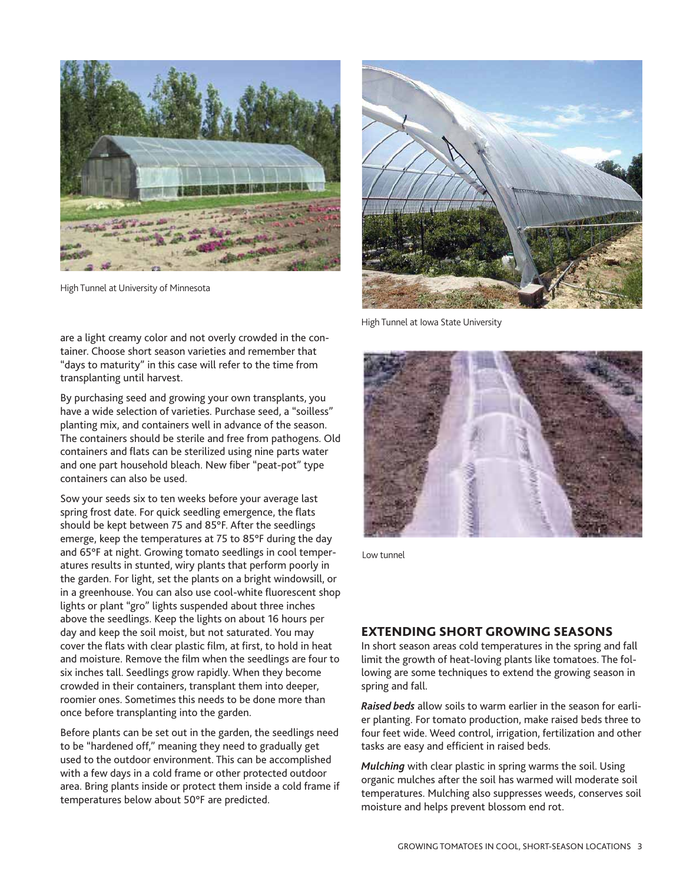High Tunnel at University of Minnesota

High Tunnel at Iowa State University

Low tunnel

are a light creamy color and not overly crowded in the container. Choose short season varieties and remember that "days to maturity" in this case will refer to the time from transplanting until harvest.

By purchasing seed and growing your own transplants, you have a wide selection of varieties. Purchase seed, a "soilless" planting mix, and containers well in advance of the season. The containers should be sterile and free from pathogens. Old containers and flats can be sterilized using nine parts water and one part household bleach. New fiber "peat-pot" type containers can also be used.

Sow your seeds six to ten weeks before your average last spring frost date. For quick seedling emergence, the flats should be kept between 75 and 85°F. After the seedlings emerge, keep the temperatures at 75 to 85°F during the day and 65°F at night. Growing tomato seedlings in cool temperatures results in stunted, wiry plants that perform poorly in the garden. For light, set the plants on a bright windowsill, or in a greenhouse. You can also use cool-white fluorescent shop lights or plant "gro" lights suspended about three inches above the seedlings. Keep the lights on about 16 hours per day and keep the soil moist, but not saturated. You may cover the flats with clear plastic film, at first, to hold in heat and moisture. Remove the film when the seedlings are four to six inches tall. Seedlings grow rapidly. When they become crowded in their containers, transplant them into deeper, roomier ones. Sometimes this needs to be done more than once before transplanting into the garden.

Before plants can be set out in the garden, the seedlings need to be "hardened off," meaning they need to gradually get used to the outdoor environment. This can be accomplished with a few days in a cold frame or other protected outdoor area. Bring plants inside or protect them inside a cold frame if temperatures below about 50°F are predicted.

## EXTENDING SHORT GROWING SEASONS

In short season areas cold temperatures in the spring and fall limit the growth of heat-loving plants like tomatoes. The following are some techniques to extend the growing season in spring and fall.

***Raised beds*** allow soils to warm earlier in the season for earlier planting. For tomato production, make raised beds three to four feet wide. Weed control, irrigation, fertilization and other tasks are easy and efficient in raised beds.

***Mulching*** with clear plastic in spring warms the soil. Using organic mulches after the soil has warmed will moderate soil temperatures. Mulching also suppresses weeds, conserves soil moisture and helps prevent blossom end rot.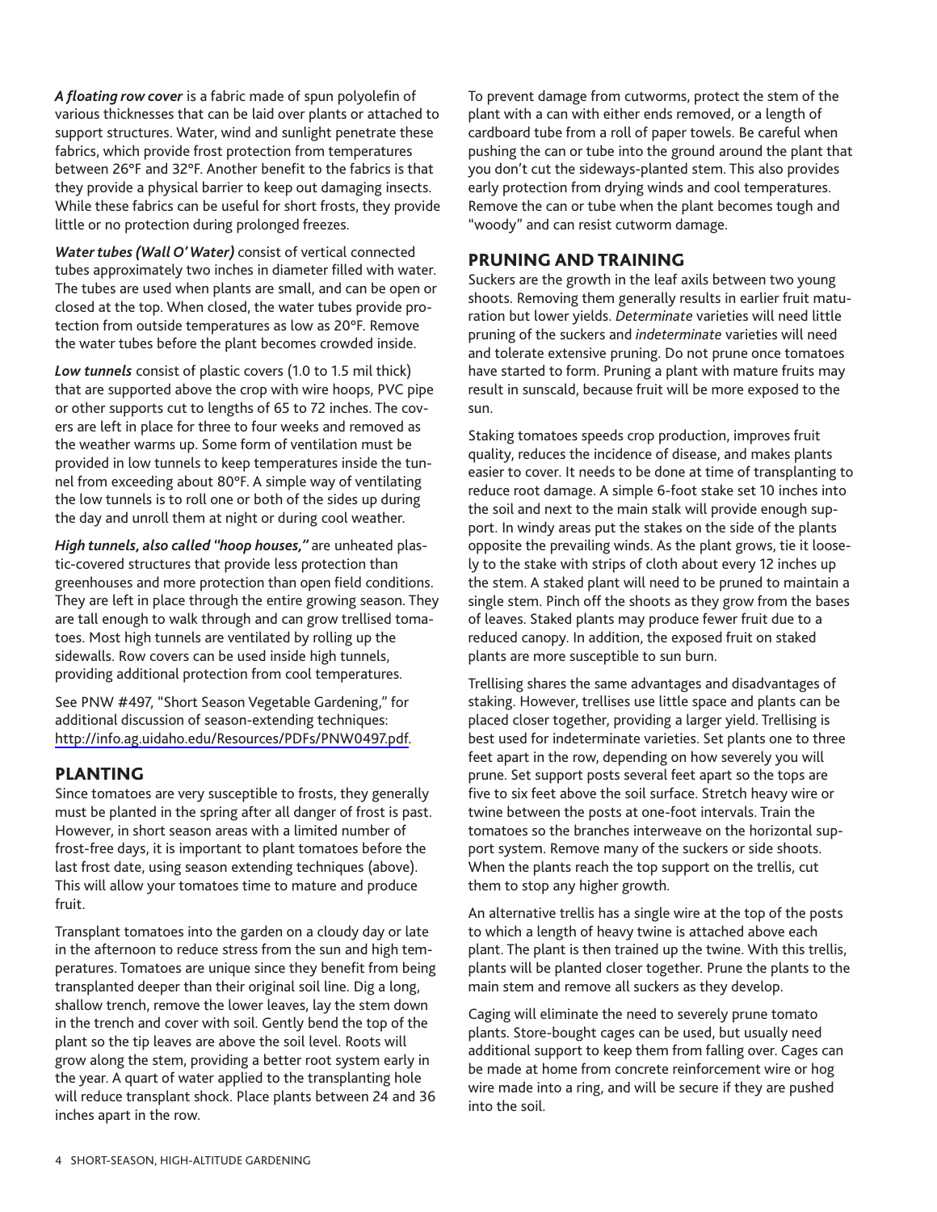***A floating row cover*** is a fabric made of spun polyolefin of various thicknesses that can be laid over plants or attached to support structures. Water, wind and sunlight penetrate these fabrics, which provide frost protection from temperatures between 26°F and 32°F. Another benefit to the fabrics is that they provide a physical barrier to keep out damaging insects. While these fabrics can be useful for short frosts, they provide little or no protection during prolonged freezes.

***Water tubes (Wall O' Water)*** consist of vertical connected tubes approximately two inches in diameter filled with water. The tubes are used when plants are small, and can be open or closed at the top. When closed, the water tubes provide protection from outside temperatures as low as 20°F. Remove the water tubes before the plant becomes crowded inside.

***Low tunnels*** consist of plastic covers (1.0 to 1.5 mil thick) that are supported above the crop with wire hoops, PVC pipe or other supports cut to lengths of 65 to 72 inches. The covers are left in place for three to four weeks and removed as the weather warms up. Some form of ventilation must be provided in low tunnels to keep temperatures inside the tunnel from exceeding about 80°F. A simple way of ventilating the low tunnels is to roll one or both of the sides up during the day and unroll them at night or during cool weather.

***High tunnels, also called "hoop houses,"*** are unheated plastic-covered structures that provide less protection than greenhouses and more protection than open field conditions. They are left in place through the entire growing season. They are tall enough to walk through and can grow trellised tomatoes. Most high tunnels are ventilated by rolling up the sidewalls. Row covers can be used inside high tunnels, providing additional protection from cool temperatures.

See PNW #497, "Short Season Vegetable Gardening," for additional discussion of season-extending techniques: http://info.ag.uidaho.edu/Resources/PDFs/PNW0497.pdf.

## PLANTING

Since tomatoes are very susceptible to frosts, they generally must be planted in the spring after all danger of frost is past. However, in short season areas with a limited number of frost-free days, it is important to plant tomatoes before the last frost date, using season extending techniques (above). This will allow your tomatoes time to mature and produce fruit.

Transplant tomatoes into the garden on a cloudy day or late in the afternoon to reduce stress from the sun and high temperatures. Tomatoes are unique since they benefit from being transplanted deeper than their original soil line. Dig a long, shallow trench, remove the lower leaves, lay the stem down in the trench and cover with soil. Gently bend the top of the plant so the tip leaves are above the soil level. Roots will grow along the stem, providing a better root system early in the year. A quart of water applied to the transplanting hole will reduce transplant shock. Place plants between 24 and 36 inches apart in the row.

To prevent damage from cutworms, protect the stem of the plant with a can with either ends removed, or a length of cardboard tube from a roll of paper towels. Be careful when pushing the can or tube into the ground around the plant that you don't cut the sideways-planted stem. This also provides early protection from drying winds and cool temperatures. Remove the can or tube when the plant becomes tough and "woody" and can resist cutworm damage.

## PRUNING AND TRAINING

Suckers are the growth in the leaf axils between two young shoots. Removing them generally results in earlier fruit maturation but lower yields. *Determinate* varieties will need little pruning of the suckers and *indeterminate* varieties will need and tolerate extensive pruning. Do not prune once tomatoes have started to form. Pruning a plant with mature fruits may result in sunscald, because fruit will be more exposed to the sun.

Staking tomatoes speeds crop production, improves fruit quality, reduces the incidence of disease, and makes plants easier to cover. It needs to be done at time of transplanting to reduce root damage. A simple 6-foot stake set 10 inches into the soil and next to the main stalk will provide enough support. In windy areas put the stakes on the side of the plants opposite the prevailing winds. As the plant grows, tie it loosely to the stake with strips of cloth about every 12 inches up the stem. A staked plant will need to be pruned to maintain a single stem. Pinch off the shoots as they grow from the bases of leaves. Staked plants may produce fewer fruit due to a reduced canopy. In addition, the exposed fruit on staked plants are more susceptible to sun burn.

Trellising shares the same advantages and disadvantages of staking. However, trellises use little space and plants can be placed closer together, providing a larger yield. Trellising is best used for indeterminate varieties. Set plants one to three feet apart in the row, depending on how severely you will prune. Set support posts several feet apart so the tops are five to six feet above the soil surface. Stretch heavy wire or twine between the posts at one-foot intervals. Train the tomatoes so the branches interweave on the horizontal support system. Remove many of the suckers or side shoots. When the plants reach the top support on the trellis, cut them to stop any higher growth.

An alternative trellis has a single wire at the top of the posts to which a length of heavy twine is attached above each plant. The plant is then trained up the twine. With this trellis, plants will be planted closer together. Prune the plants to the main stem and remove all suckers as they develop.

Caging will eliminate the need to severely prune tomato plants. Store-bought cages can be used, but usually need additional support to keep them from falling over. Cages can be made at home from concrete reinforcement wire or hog wire made into a ring, and will be secure if they are pushed into the soil.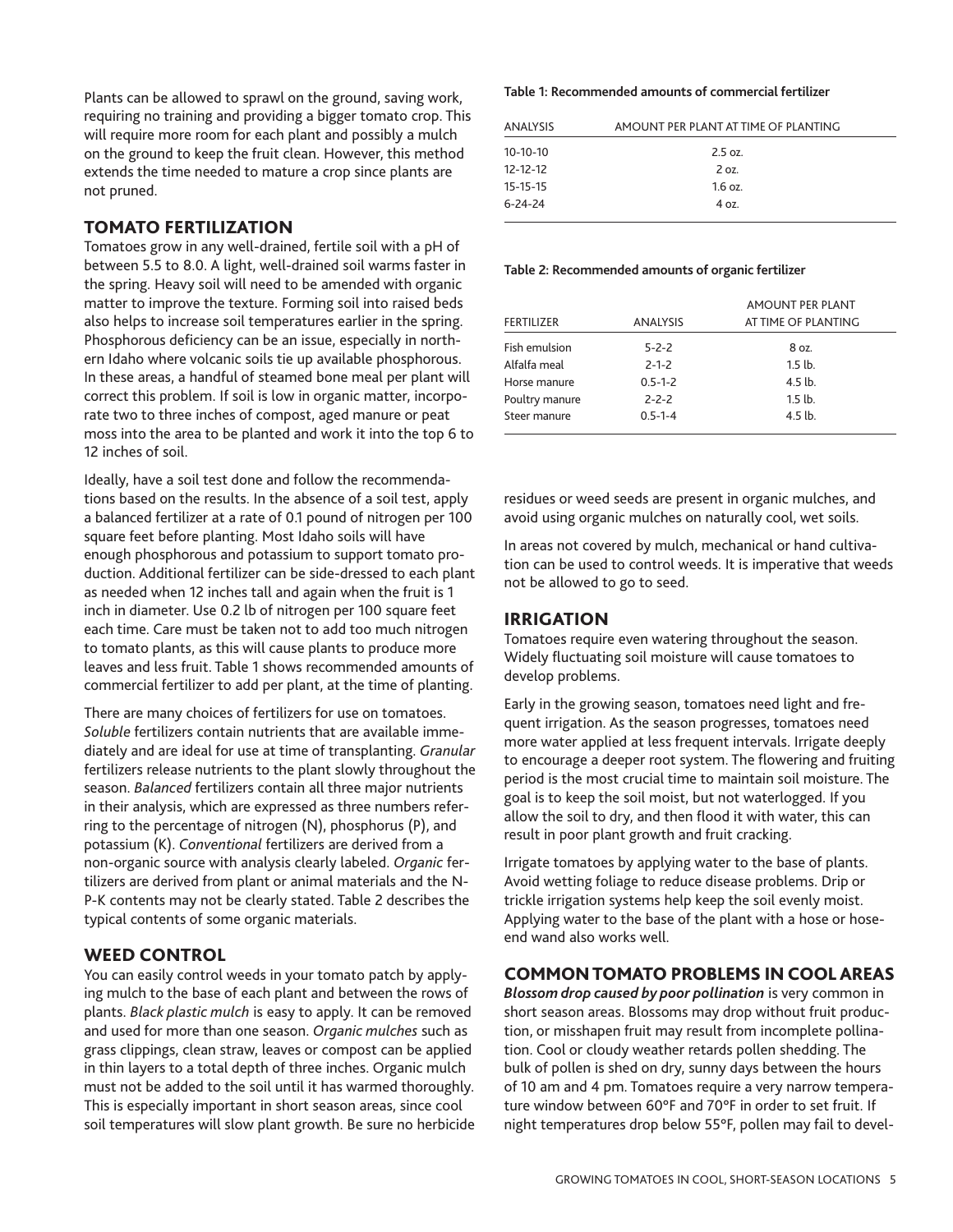Plants can be allowed to sprawl on the ground, saving work, requiring no training and providing a bigger tomato crop. This will require more room for each plant and possibly a mulch on the ground to keep the fruit clean. However, this method extends the time needed to mature a crop since plants are not pruned.

## TOMATO FERTILIZATION

Tomatoes grow in any well-drained, fertile soil with a pH of between 5.5 to 8.0. A light, well-drained soil warms faster in the spring. Heavy soil will need to be amended with organic matter to improve the texture. Forming soil into raised beds also helps to increase soil temperatures earlier in the spring. Phosphorous deficiency can be an issue, especially in northern Idaho where volcanic soils tie up available phosphorous. In these areas, a handful of steamed bone meal per plant will correct this problem. If soil is low in organic matter, incorporate two to three inches of compost, aged manure or peat moss into the area to be planted and work it into the top 6 to 12 inches of soil.

Ideally, have a soil test done and follow the recommendations based on the results. In the absence of a soil test, apply a balanced fertilizer at a rate of 0.1 pound of nitrogen per 100 square feet before planting. Most Idaho soils will have enough phosphorous and potassium to support tomato production. Additional fertilizer can be side-dressed to each plant as needed when 12 inches tall and again when the fruit is 1 inch in diameter. Use 0.2 lb of nitrogen per 100 square feet each time. Care must be taken not to add too much nitrogen to tomato plants, as this will cause plants to produce more leaves and less fruit. Table 1 shows recommended amounts of commercial fertilizer to add per plant, at the time of planting.

There are many choices of fertilizers for use on tomatoes. *Soluble* fertilizers contain nutrients that are available immediately and are ideal for use at time of transplanting. *Granular* fertilizers release nutrients to the plant slowly throughout the season. *Balanced* fertilizers contain all three major nutrients in their analysis, which are expressed as three numbers referring to the percentage of nitrogen (N), phosphorus (P), and potassium (K). *Conventional* fertilizers are derived from a non-organic source with analysis clearly labeled. *Organic* fertilizers are derived from plant or animal materials and the N-P-K contents may not be clearly stated. Table 2 describes the typical contents of some organic materials.

**Table 1: Recommended amounts of commercial fertilizer**

| ANALYSIS | AMOUNT PER PLANT AT TIME OF PLANTING |
|---|---|
| 10-10-10 | 2.5 oz. |
| 12-12-12 | 2 oz. |
| 15-15-15 | 1.6 oz. |
| 6-24-24 | 4 oz. |

**Table 2: Recommended amounts of organic fertilizer**

| FERTILIZER | ANALYSIS | AMOUNT PER PLANT AT TIME OF PLANTING |
|---|---|---|
| Fish emulsion | 5-2-2 | 8 oz. |
| Alfalfa meal | 2-1-2 | 1.5 lb. |
| Horse manure | 0.5-1-2 | 4.5 lb. |
| Poultry manure | 2-2-2 | 1.5 lb. |
| Steer manure | 0.5-1-4 | 4.5 lb. |

## WEED CONTROL

You can easily control weeds in your tomato patch by applying mulch to the base of each plant and between the rows of plants. *Black plastic mulch* is easy to apply. It can be removed and used for more than one season. *Organic mulches* such as grass clippings, clean straw, leaves or compost can be applied in thin layers to a total depth of three inches. Organic mulch must not be added to the soil until it has warmed thoroughly. This is especially important in short season areas, since cool soil temperatures will slow plant growth. Be sure no herbicide residues or weed seeds are present in organic mulches, and avoid using organic mulches on naturally cool, wet soils.

In areas not covered by mulch, mechanical or hand cultivation can be used to control weeds. It is imperative that weeds not be allowed to go to seed.

## IRRIGATION

Tomatoes require even watering throughout the season. Widely fluctuating soil moisture will cause tomatoes to develop problems.

Early in the growing season, tomatoes need light and frequent irrigation. As the season progresses, tomatoes need more water applied at less frequent intervals. Irrigate deeply to encourage a deeper root system. The flowering and fruiting period is the most crucial time to maintain soil moisture. The goal is to keep the soil moist, but not waterlogged. If you allow the soil to dry, and then flood it with water, this can result in poor plant growth and fruit cracking.

Irrigate tomatoes by applying water to the base of plants. Avoid wetting foliage to reduce disease problems. Drip or trickle irrigation systems help keep the soil evenly moist. Applying water to the base of the plant with a hose or hose-end wand also works well.

## COMMON TOMATO PROBLEMS IN COOL AREAS

***Blossom drop caused by poor pollination*** is very common in short season areas. Blossoms may drop without fruit production, or misshapen fruit may result from incomplete pollination. Cool or cloudy weather retards pollen shedding. The bulk of pollen is shed on dry, sunny days between the hours of 10 am and 4 pm. Tomatoes require a very narrow temperature window between 60°F and 70°F in order to set fruit. If night temperatures drop below 55°F, pollen may fail to devel-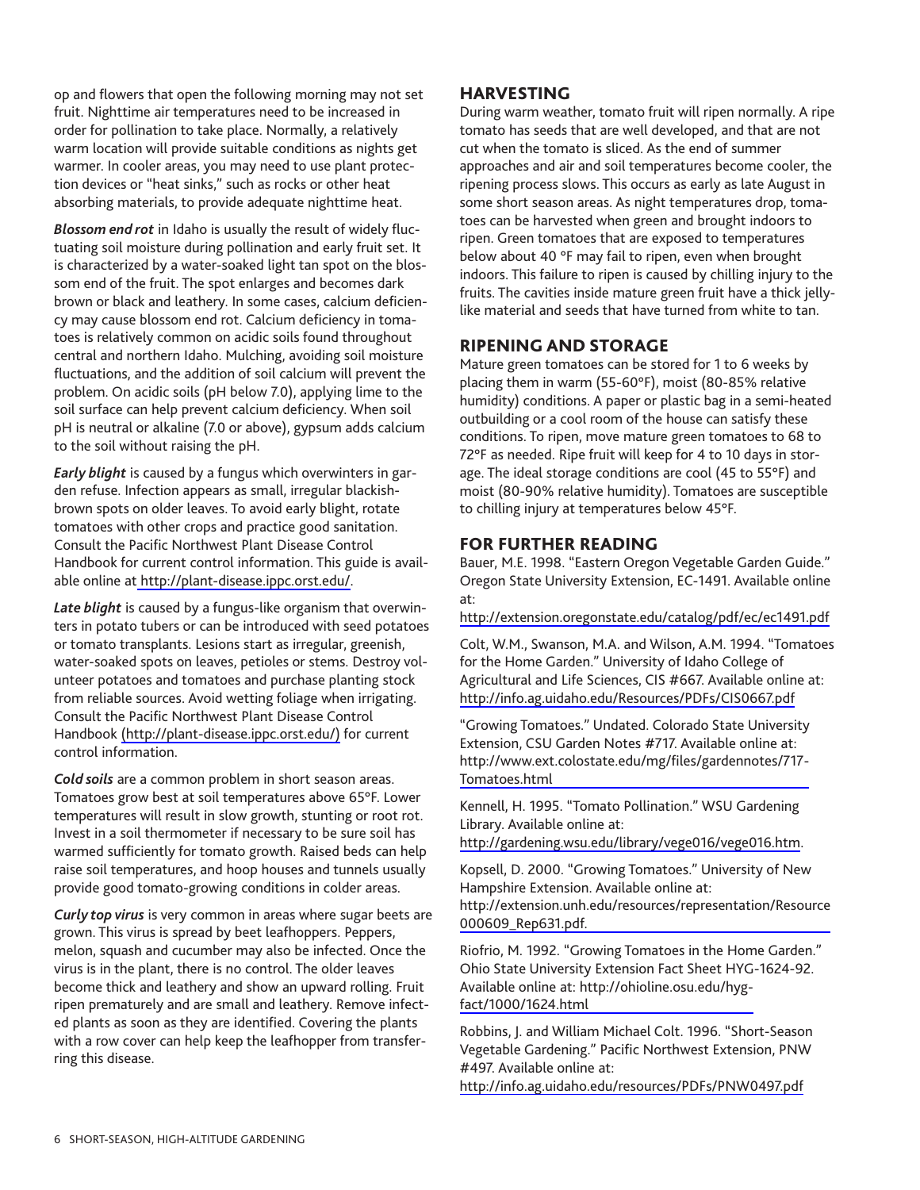op and flowers that open the following morning may not set fruit. Nighttime air temperatures need to be increased in order for pollination to take place. Normally, a relatively warm location will provide suitable conditions as nights get warmer. In cooler areas, you may need to use plant protection devices or "heat sinks," such as rocks or other heat absorbing materials, to provide adequate nighttime heat.

***Blossom end rot*** in Idaho is usually the result of widely fluctuating soil moisture during pollination and early fruit set. It is characterized by a water-soaked light tan spot on the blossom end of the fruit. The spot enlarges and becomes dark brown or black and leathery. In some cases, calcium deficiency may cause blossom end rot. Calcium deficiency in tomatoes is relatively common on acidic soils found throughout central and northern Idaho. Mulching, avoiding soil moisture fluctuations, and the addition of soil calcium will prevent the problem. On acidic soils (pH below 7.0), applying lime to the soil surface can help prevent calcium deficiency. When soil pH is neutral or alkaline (7.0 or above), gypsum adds calcium to the soil without raising the pH.

***Early blight*** is caused by a fungus which overwinters in garden refuse. Infection appears as small, irregular blackish-brown spots on older leaves. To avoid early blight, rotate tomatoes with other crops and practice good sanitation. Consult the Pacific Northwest Plant Disease Control Handbook for current control information. This guide is available online at http://plant-disease.ippc.orst.edu/.

***Late blight*** is caused by a fungus-like organism that overwinters in potato tubers or can be introduced with seed potatoes or tomato transplants. Lesions start as irregular, greenish, water-soaked spots on leaves, petioles or stems. Destroy volunteer potatoes and tomatoes and purchase planting stock from reliable sources. Avoid wetting foliage when irrigating. Consult the Pacific Northwest Plant Disease Control Handbook (http://plant-disease.ippc.orst.edu/) for current control information.

***Cold soils*** are a common problem in short season areas. Tomatoes grow best at soil temperatures above 65°F. Lower temperatures will result in slow growth, stunting or root rot. Invest in a soil thermometer if necessary to be sure soil has warmed sufficiently for tomato growth. Raised beds can help raise soil temperatures, and hoop houses and tunnels usually provide good tomato-growing conditions in colder areas.

***Curly top virus*** is very common in areas where sugar beets are grown. This virus is spread by beet leafhoppers. Peppers, melon, squash and cucumber may also be infected. Once the virus is in the plant, there is no control. The older leaves become thick and leathery and show an upward rolling. Fruit ripen prematurely and are small and leathery. Remove infected plants as soon as they are identified. Covering the plants with a row cover can help keep the leafhopper from transferring this disease.

## HARVESTING

During warm weather, tomato fruit will ripen normally. A ripe tomato has seeds that are well developed, and that are not cut when the tomato is sliced. As the end of summer approaches and air and soil temperatures become cooler, the ripening process slows. This occurs as early as late August in some short season areas. As night temperatures drop, tomatoes can be harvested when green and brought indoors to ripen. Green tomatoes that are exposed to temperatures below about 40 °F may fail to ripen, even when brought indoors. This failure to ripen is caused by chilling injury to the fruits. The cavities inside mature green fruit have a thick jelly-like material and seeds that have turned from white to tan.

## RIPENING AND STORAGE

Mature green tomatoes can be stored for 1 to 6 weeks by placing them in warm (55-60°F), moist (80-85% relative humidity) conditions. A paper or plastic bag in a semi-heated outbuilding or a cool room of the house can satisfy these conditions. To ripen, move mature green tomatoes to 68 to 72°F as needed. Ripe fruit will keep for 4 to 10 days in storage. The ideal storage conditions are cool (45 to 55°F) and moist (80-90% relative humidity). Tomatoes are susceptible to chilling injury at temperatures below 45°F.

## FOR FURTHER READING

Bauer, M.E. 1998. "Eastern Oregon Vegetable Garden Guide." Oregon State University Extension, EC-1491. Available online at: http://extension.oregonstate.edu/catalog/pdf/ec/ec1491.pdf

Colt, W.M., Swanson, M.A. and Wilson, A.M. 1994. "Tomatoes for the Home Garden." University of Idaho College of Agricultural and Life Sciences, CIS #667. Available online at: http://info.ag.uidaho.edu/Resources/PDFs/CIS0667.pdf

"Growing Tomatoes." Undated. Colorado State University Extension, CSU Garden Notes #717. Available online at: http://www.ext.colostate.edu/mg/files/gardennotes/717-Tomatoes.html

Kennell, H. 1995. "Tomato Pollination." WSU Gardening Library. Available online at: http://gardening.wsu.edu/library/vege016/vege016.htm.

Kopsell, D. 2000. "Growing Tomatoes." University of New Hampshire Extension. Available online at: http://extension.unh.edu/resources/representation/Resource000609_Rep631.pdf.

Riofrio, M. 1992. "Growing Tomatoes in the Home Garden." Ohio State University Extension Fact Sheet HYG-1624-92. Available online at: http://ohioline.osu.edu/hyg-fact/1000/1624.html

Robbins, J. and William Michael Colt. 1996. "Short-Season Vegetable Gardening." Pacific Northwest Extension, PNW #497. Available online at: http://info.ag.uidaho.edu/resources/PDFs/PNW0497.pdf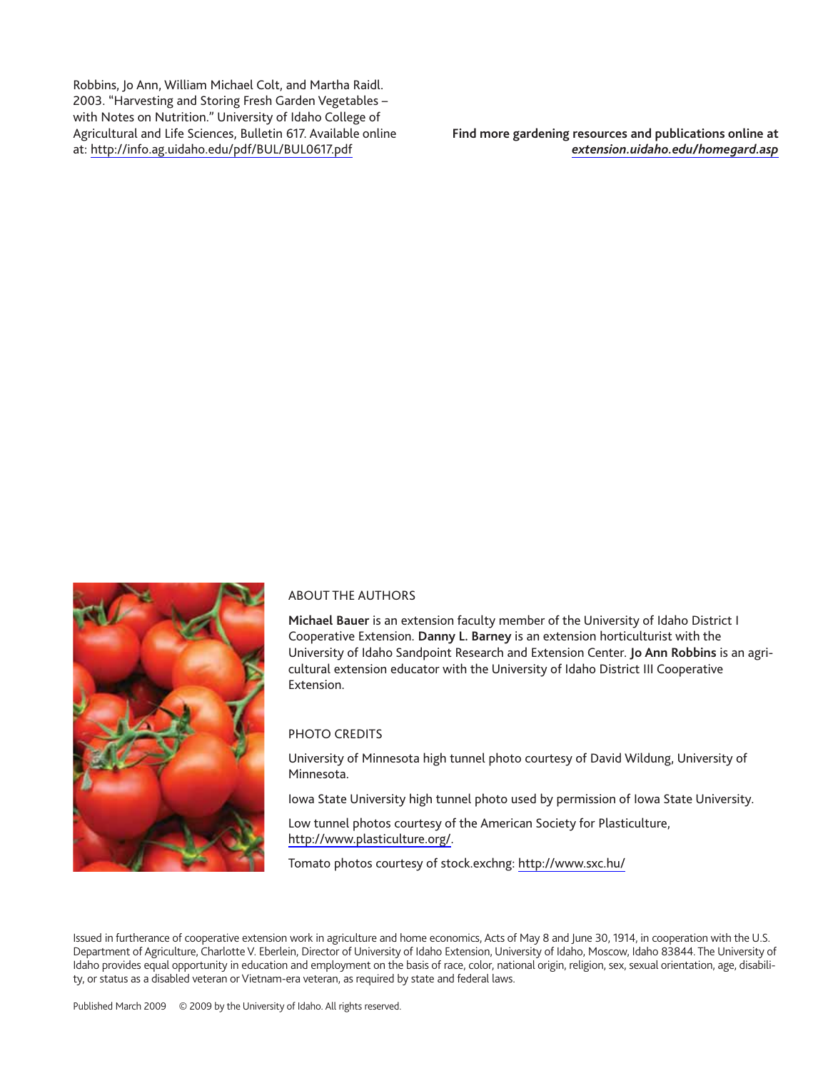Robbins, Jo Ann, William Michael Colt, and Martha Raidl. 2003. "Harvesting and Storing Fresh Garden Vegetables – with Notes on Nutrition." University of Idaho College of Agricultural and Life Sciences, Bulletin 617. Available online at: http://info.ag.uidaho.edu/pdf/BUL/BUL0617.pdf

**Find more gardening resources and publications online at *extension.uidaho.edu/homegard.asp***

## ABOUT THE AUTHORS

**Michael Bauer** is an extension faculty member of the University of Idaho District I Cooperative Extension. **Danny L. Barney** is an extension horticulturist with the University of Idaho Sandpoint Research and Extension Center. **Jo Ann Robbins** is an agricultural extension educator with the University of Idaho District III Cooperative Extension.

## PHOTO CREDITS

University of Minnesota high tunnel photo courtesy of David Wildung, University of Minnesota.

Iowa State University high tunnel photo used by permission of Iowa State University.

Low tunnel photos courtesy of the American Society for Plasticulture, http://www.plasticulture.org/.

Tomato photos courtesy of stock.exchng: http://www.sxc.hu/

Issued in furtherance of cooperative extension work in agriculture and home economics, Acts of May 8 and June 30, 1914, in cooperation with the U.S. Department of Agriculture, Charlotte V. Eberlein, Director of University of Idaho Extension, University of Idaho, Moscow, Idaho 83844. The University of Idaho provides equal opportunity in education and employment on the basis of race, color, national origin, religion, sex, sexual orientation, age, disability, or status as a disabled veteran or Vietnam-era veteran, as required by state and federal laws.

Published March 2009 © 2009 by the University of Idaho. All rights reserved.